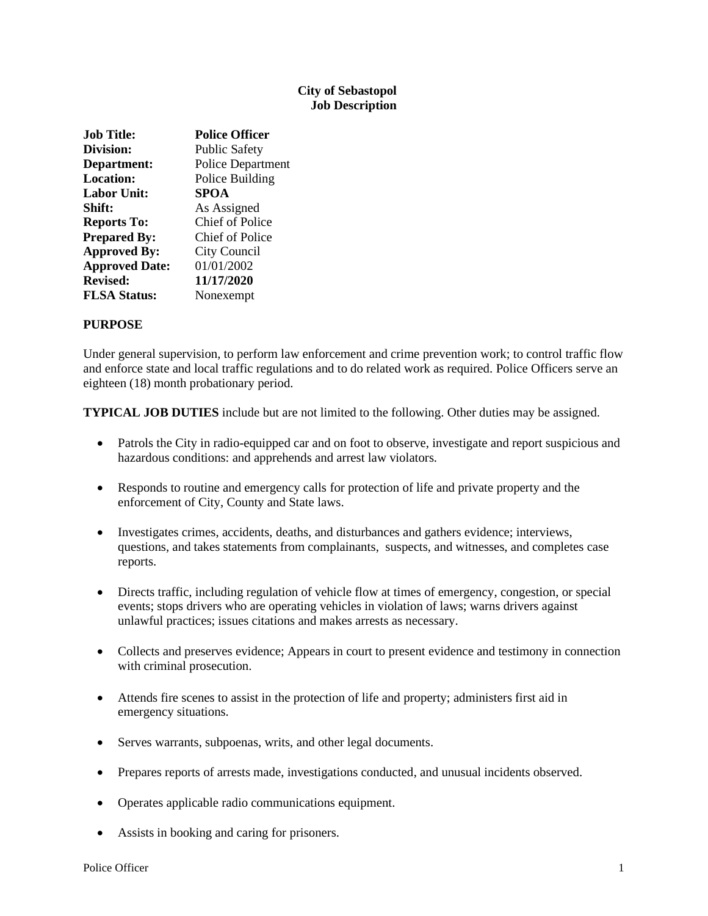**City of Sebastopol**
**Job Description**

| | |
|---|---|
| **Job Title:** | **Police Officer** |
| **Division:** | Public Safety |
| **Department:** | Police Department |
| **Location:** | Police Building |
| **Labor Unit:** | **SPOA** |
| **Shift:** | As Assigned |
| **Reports To:** | Chief of Police |
| **Prepared By:** | Chief of Police |
| **Approved By:** | City Council |
| **Approved Date:** | 01/01/2002 |
| **Revised:** | **11/17/2020** |
| **FLSA Status:** | Nonexempt |

## PURPOSE

Under general supervision, to perform law enforcement and crime prevention work; to control traffic flow and enforce state and local traffic regulations and to do related work as required. Police Officers serve an eighteen (18) month probationary period.

**TYPICAL JOB DUTIES** include but are not limited to the following. Other duties may be assigned.

- Patrols the City in radio-equipped car and on foot to observe, investigate and report suspicious and hazardous conditions: and apprehends and arrest law violators.
- Responds to routine and emergency calls for protection of life and private property and the enforcement of City, County and State laws.
- Investigates crimes, accidents, deaths, and disturbances and gathers evidence; interviews, questions, and takes statements from complainants, suspects, and witnesses, and completes case reports.
- Directs traffic, including regulation of vehicle flow at times of emergency, congestion, or special events; stops drivers who are operating vehicles in violation of laws; warns drivers against unlawful practices; issues citations and makes arrests as necessary.
- Collects and preserves evidence; Appears in court to present evidence and testimony in connection with criminal prosecution.
- Attends fire scenes to assist in the protection of life and property; administers first aid in emergency situations.
- Serves warrants, subpoenas, writs, and other legal documents.
- Prepares reports of arrests made, investigations conducted, and unusual incidents observed.
- Operates applicable radio communications equipment.
- Assists in booking and caring for prisoners.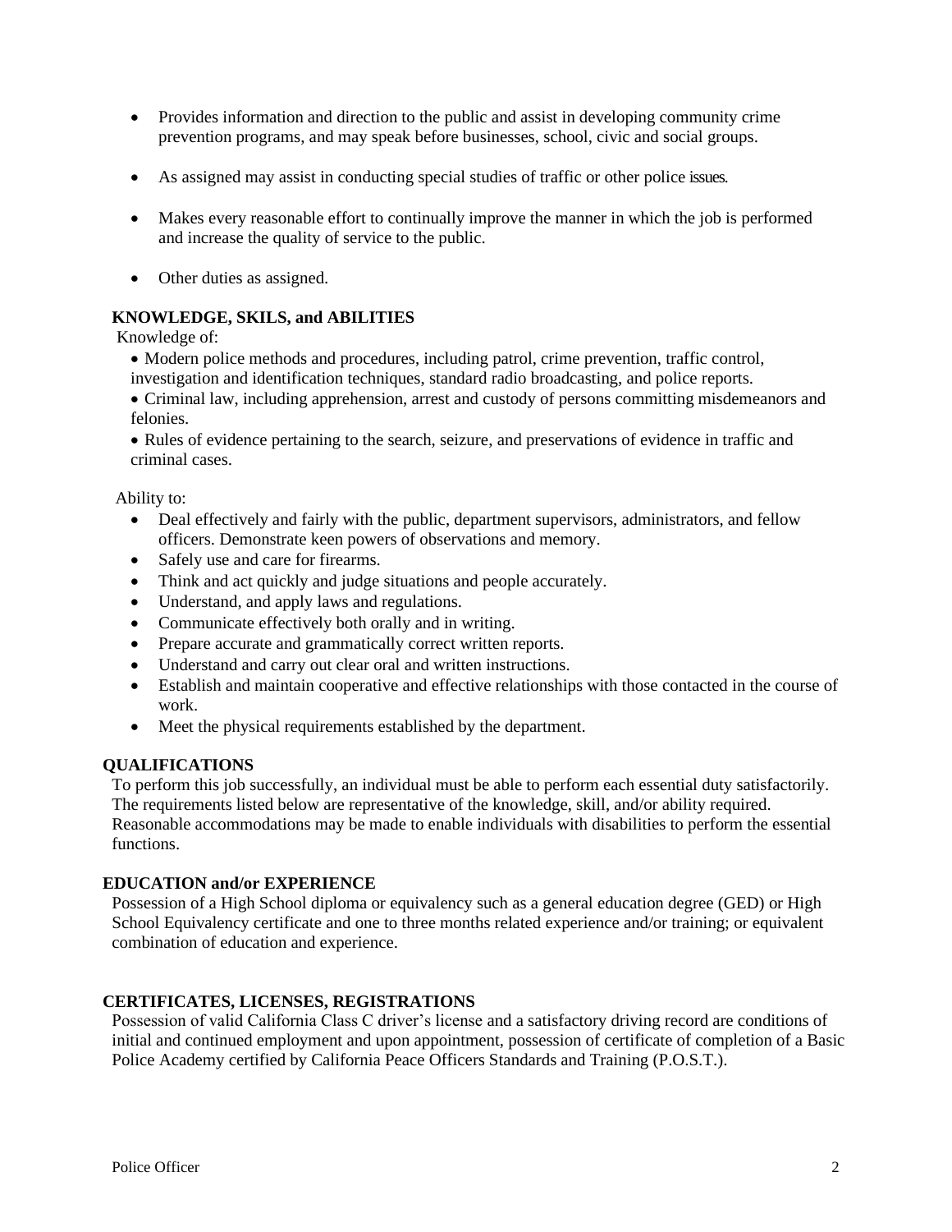- Provides information and direction to the public and assist in developing community crime prevention programs, and may speak before businesses, school, civic and social groups.

- As assigned may assist in conducting special studies of traffic or other police issues.

- Makes every reasonable effort to continually improve the manner in which the job is performed and increase the quality of service to the public.

- Other duties as assigned.

## KNOWLEDGE, SKILS, and ABILITIES

Knowledge of:

- Modern police methods and procedures, including patrol, crime prevention, traffic control, investigation and identification techniques, standard radio broadcasting, and police reports.
- Criminal law, including apprehension, arrest and custody of persons committing misdemeanors and felonies.
- Rules of evidence pertaining to the search, seizure, and preservations of evidence in traffic and criminal cases.

Ability to:

- Deal effectively and fairly with the public, department supervisors, administrators, and fellow officers. Demonstrate keen powers of observations and memory.
- Safely use and care for firearms.
- Think and act quickly and judge situations and people accurately.
- Understand, and apply laws and regulations.
- Communicate effectively both orally and in writing.
- Prepare accurate and grammatically correct written reports.
- Understand and carry out clear oral and written instructions.
- Establish and maintain cooperative and effective relationships with those contacted in the course of work.
- Meet the physical requirements established by the department.

## QUALIFICATIONS

To perform this job successfully, an individual must be able to perform each essential duty satisfactorily. The requirements listed below are representative of the knowledge, skill, and/or ability required. Reasonable accommodations may be made to enable individuals with disabilities to perform the essential functions.

## EDUCATION and/or EXPERIENCE

Possession of a High School diploma or equivalency such as a general education degree (GED) or High School Equivalency certificate and one to three months related experience and/or training; or equivalent combination of education and experience.

## CERTIFICATES, LICENSES, REGISTRATIONS

Possession of valid California Class C driver's license and a satisfactory driving record are conditions of initial and continued employment and upon appointment, possession of certificate of completion of a Basic Police Academy certified by California Peace Officers Standards and Training (P.O.S.T.).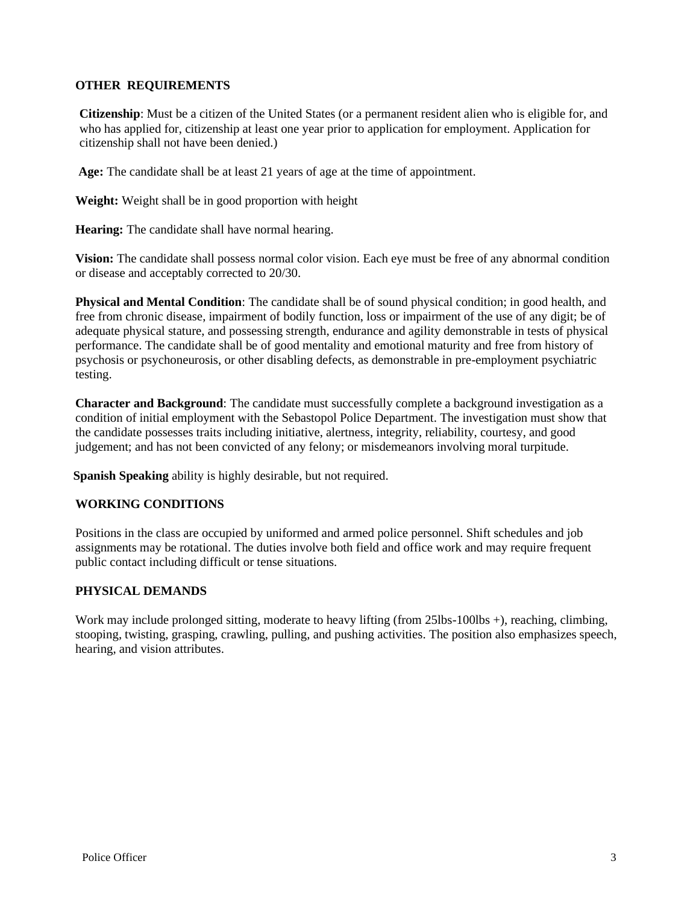## OTHER REQUIREMENTS

**Citizenship**: Must be a citizen of the United States (or a permanent resident alien who is eligible for, and who has applied for, citizenship at least one year prior to application for employment. Application for citizenship shall not have been denied.)

**Age:** The candidate shall be at least 21 years of age at the time of appointment.

**Weight:** Weight shall be in good proportion with height

**Hearing:** The candidate shall have normal hearing.

**Vision:** The candidate shall possess normal color vision. Each eye must be free of any abnormal condition or disease and acceptably corrected to 20/30.

**Physical and Mental Condition**: The candidate shall be of sound physical condition; in good health, and free from chronic disease, impairment of bodily function, loss or impairment of the use of any digit; be of adequate physical stature, and possessing strength, endurance and agility demonstrable in tests of physical performance. The candidate shall be of good mentality and emotional maturity and free from history of psychosis or psychoneurosis, or other disabling defects, as demonstrable in pre-employment psychiatric testing.

**Character and Background**: The candidate must successfully complete a background investigation as a condition of initial employment with the Sebastopol Police Department. The investigation must show that the candidate possesses traits including initiative, alertness, integrity, reliability, courtesy, and good judgement; and has not been convicted of any felony; or misdemeanors involving moral turpitude.

**Spanish Speaking** ability is highly desirable, but not required.

## WORKING CONDITIONS

Positions in the class are occupied by uniformed and armed police personnel. Shift schedules and job assignments may be rotational. The duties involve both field and office work and may require frequent public contact including difficult or tense situations.

## PHYSICAL DEMANDS

Work may include prolonged sitting, moderate to heavy lifting (from 25lbs-100lbs +), reaching, climbing, stooping, twisting, grasping, crawling, pulling, and pushing activities. The position also emphasizes speech, hearing, and vision attributes.